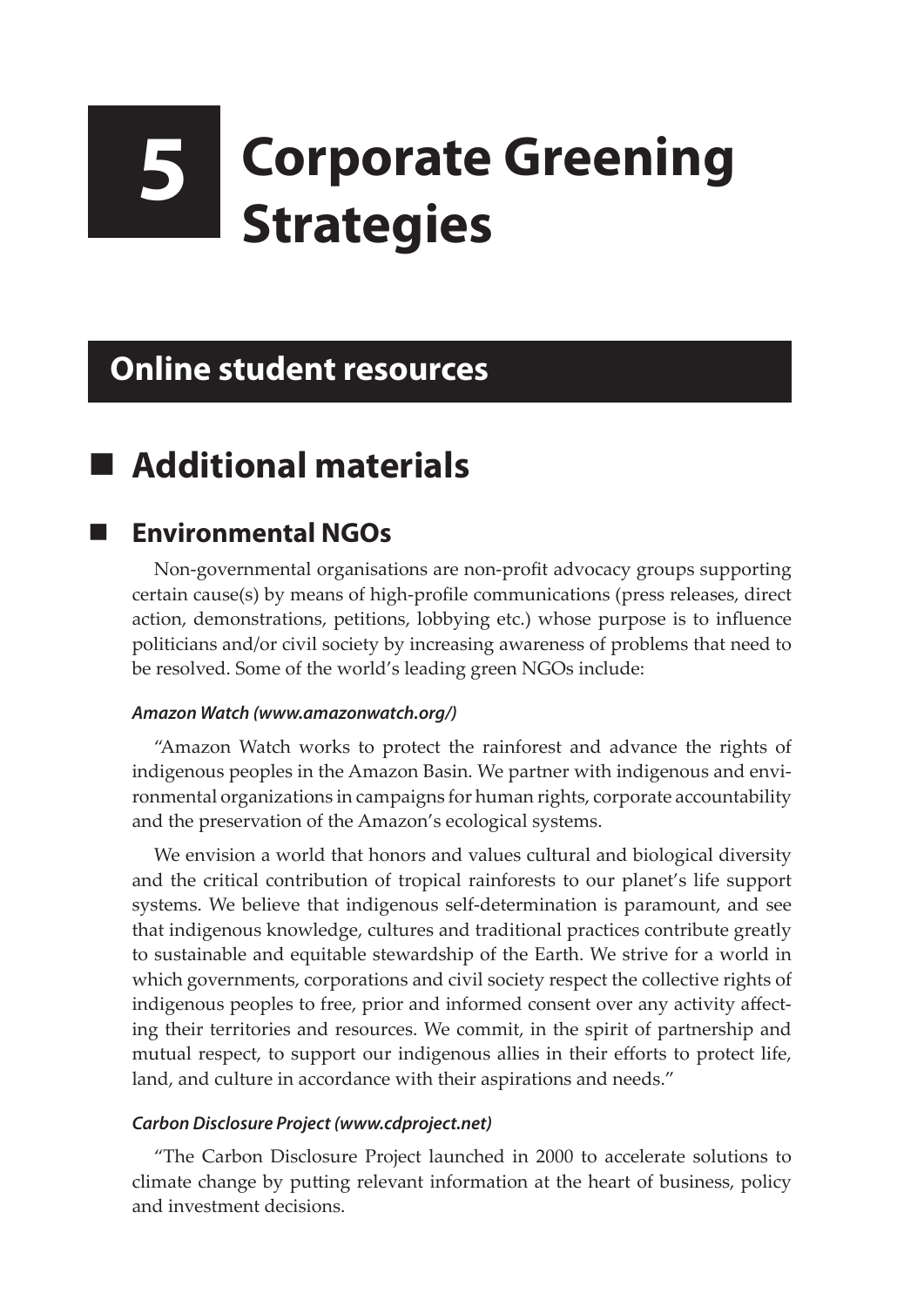# 5 Corporate Greening Strategies

## Online student resources

## Additional materials

### Environmental NGOs

Non-governmental organisations are non-profit advocacy groups supporting certain cause(s) by means of high-profile communications (press releases, direct action, demonstrations, petitions, lobbying etc.) whose purpose is to influence politicians and/or civil society by increasing awareness of problems that need to be resolved. Some of the world's leading green NGOs include:

#### *Amazon Watch (www.amazonwatch.org/)*

"Amazon Watch works to protect the rainforest and advance the rights of indigenous peoples in the Amazon Basin. We partner with indigenous and environmental organizations in campaigns for human rights, corporate accountability and the preservation of the Amazon's ecological systems.

We envision a world that honors and values cultural and biological diversity and the critical contribution of tropical rainforests to our planet's life support systems. We believe that indigenous self-determination is paramount, and see that indigenous knowledge, cultures and traditional practices contribute greatly to sustainable and equitable stewardship of the Earth. We strive for a world in which governments, corporations and civil society respect the collective rights of indigenous peoples to free, prior and informed consent over any activity affecting their territories and resources. We commit, in the spirit of partnership and mutual respect, to support our indigenous allies in their efforts to protect life, land, and culture in accordance with their aspirations and needs."

#### *Carbon Disclosure Project (www.cdproject.net)*

"The Carbon Disclosure Project launched in 2000 to accelerate solutions to climate change by putting relevant information at the heart of business, policy and investment decisions.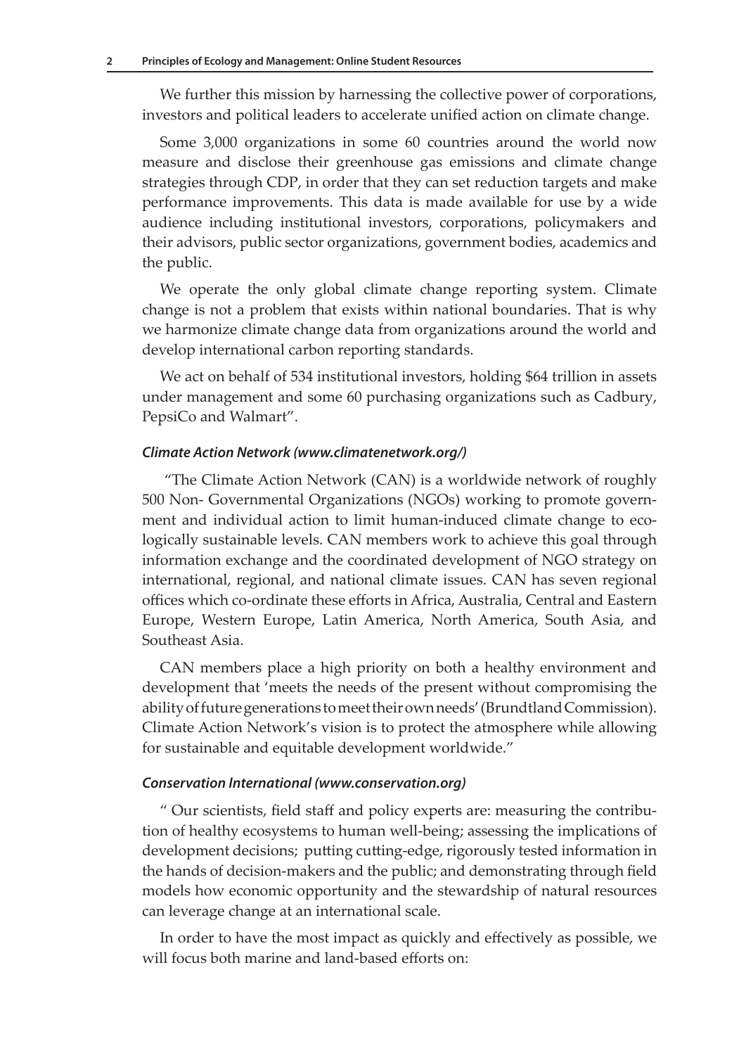We further this mission by harnessing the collective power of corporations, investors and political leaders to accelerate unified action on climate change.

Some 3,000 organizations in some 60 countries around the world now measure and disclose their greenhouse gas emissions and climate change strategies through CDP, in order that they can set reduction targets and make performance improvements. This data is made available for use by a wide audience including institutional investors, corporations, policymakers and their advisors, public sector organizations, government bodies, academics and the public.

We operate the only global climate change reporting system. Climate change is not a problem that exists within national boundaries. That is why we harmonize climate change data from organizations around the world and develop international carbon reporting standards.

We act on behalf of 534 institutional investors, holding $64 trillion in assets under management and some 60 purchasing organizations such as Cadbury, PepsiCo and Walmart".

#### *Climate Action Network (www.climatenetwork.org/)*

"The Climate Action Network (CAN) is a worldwide network of roughly 500 Non- Governmental Organizations (NGOs) working to promote government and individual action to limit human-induced climate change to ecologically sustainable levels. CAN members work to achieve this goal through information exchange and the coordinated development of NGO strategy on international, regional, and national climate issues. CAN has seven regional offices which co-ordinate these efforts in Africa, Australia, Central and Eastern Europe, Western Europe, Latin America, North America, South Asia, and Southeast Asia.

CAN members place a high priority on both a healthy environment and development that 'meets the needs of the present without compromising the ability of future generations to meet their own needs' (Brundtland Commission). Climate Action Network's vision is to protect the atmosphere while allowing for sustainable and equitable development worldwide."

#### *Conservation International (www.conservation.org)*

" Our scientists, field staff and policy experts are: measuring the contribution of healthy ecosystems to human well-being; assessing the implications of development decisions; putting cutting-edge, rigorously tested information in the hands of decision-makers and the public; and demonstrating through field models how economic opportunity and the stewardship of natural resources can leverage change at an international scale.

In order to have the most impact as quickly and effectively as possible, we will focus both marine and land-based efforts on: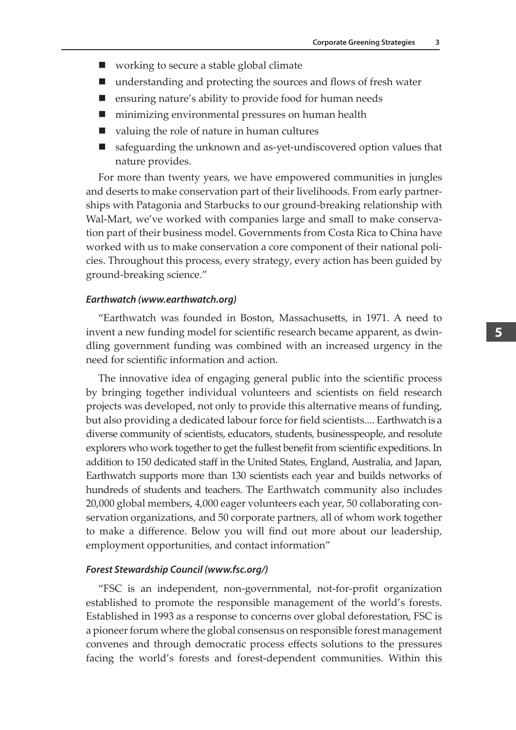- working to secure a stable global climate
- understanding and protecting the sources and flows of fresh water
- ensuring nature's ability to provide food for human needs
- minimizing environmental pressures on human health
- valuing the role of nature in human cultures
- safeguarding the unknown and as-yet-undiscovered option values that nature provides.

For more than twenty years, we have empowered communities in jungles and deserts to make conservation part of their livelihoods. From early partnerships with Patagonia and Starbucks to our ground-breaking relationship with Wal-Mart, we've worked with companies large and small to make conservation part of their business model. Governments from Costa Rica to China have worked with us to make conservation a core component of their national policies. Throughout this process, every strategy, every action has been guided by ground-breaking science."

#### *Earthwatch (www.earthwatch.org)*

"Earthwatch was founded in Boston, Massachusetts, in 1971. A need to invent a new funding model for scientific research became apparent, as dwindling government funding was combined with an increased urgency in the need for scientific information and action.

The innovative idea of engaging general public into the scientific process by bringing together individual volunteers and scientists on field research projects was developed, not only to provide this alternative means of funding, but also providing a dedicated labour force for field scientists.... Earthwatch is a diverse community of scientists, educators, students, businesspeople, and resolute explorers who work together to get the fullest benefit from scientific expeditions. In addition to 150 dedicated staff in the United States, England, Australia, and Japan, Earthwatch supports more than 130 scientists each year and builds networks of hundreds of students and teachers. The Earthwatch community also includes 20,000 global members, 4,000 eager volunteers each year, 50 collaborating conservation organizations, and 50 corporate partners, all of whom work together to make a difference. Below you will find out more about our leadership, employment opportunities, and contact information"

#### *Forest Stewardship Council (www.fsc.org/)*

"FSC is an independent, non-governmental, not-for-profit organization established to promote the responsible management of the world's forests. Established in 1993 as a response to concerns over global deforestation, FSC is a pioneer forum where the global consensus on responsible forest management convenes and through democratic process effects solutions to the pressures facing the world's forests and forest-dependent communities. Within this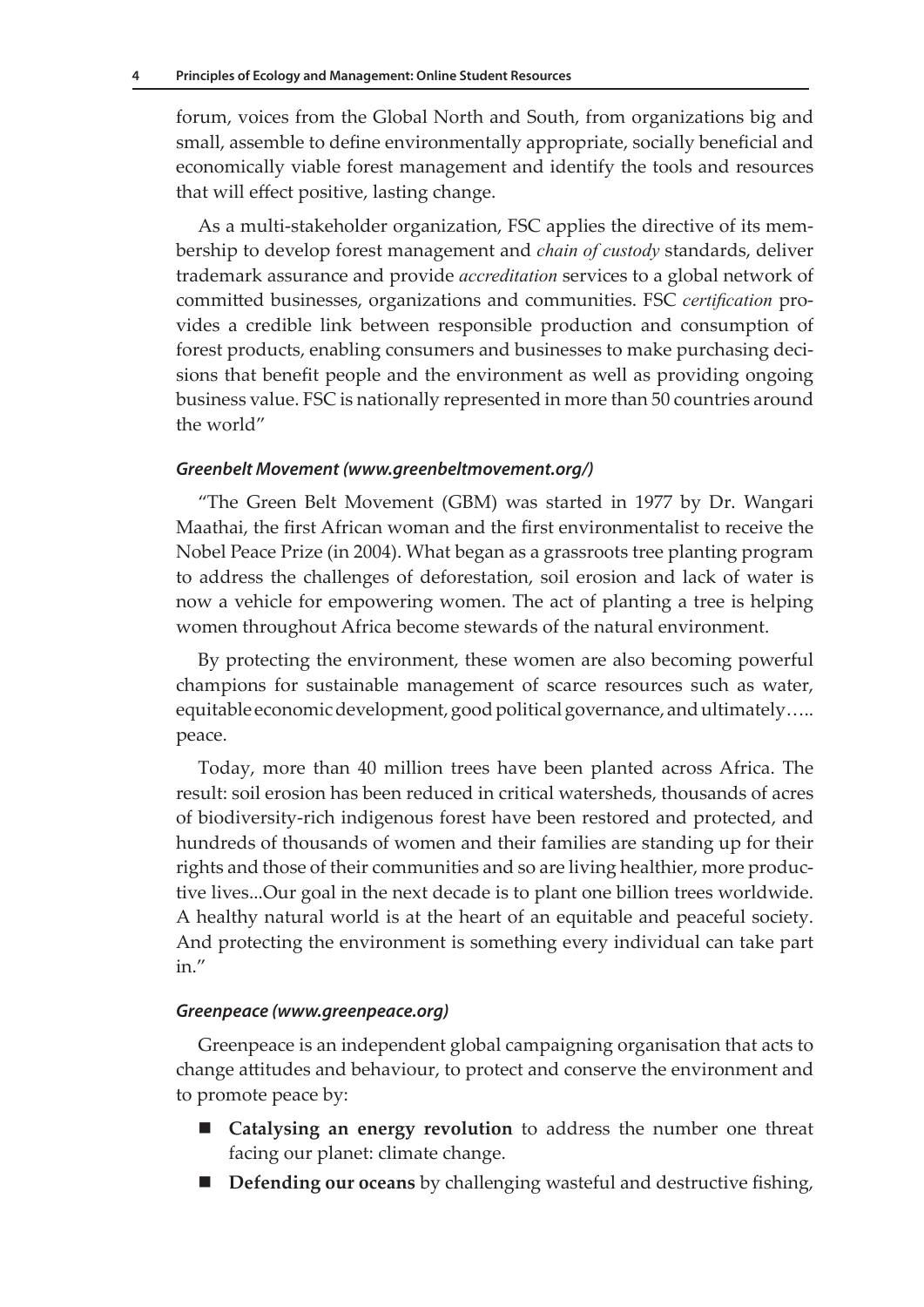forum, voices from the Global North and South, from organizations big and small, assemble to define environmentally appropriate, socially beneficial and economically viable forest management and identify the tools and resources that will effect positive, lasting change.

As a multi-stakeholder organization, FSC applies the directive of its membership to develop forest management and *chain of custody* standards, deliver trademark assurance and provide *accreditation* services to a global network of committed businesses, organizations and communities. FSC *certification* provides a credible link between responsible production and consumption of forest products, enabling consumers and businesses to make purchasing decisions that benefit people and the environment as well as providing ongoing business value. FSC is nationally represented in more than 50 countries around the world"

#### *Greenbelt Movement (www.greenbeltmovement.org/)*

"The Green Belt Movement (GBM) was started in 1977 by Dr. Wangari Maathai, the first African woman and the first environmentalist to receive the Nobel Peace Prize (in 2004). What began as a grassroots tree planting program to address the challenges of deforestation, soil erosion and lack of water is now a vehicle for empowering women. The act of planting a tree is helping women throughout Africa become stewards of the natural environment.

By protecting the environment, these women are also becoming powerful champions for sustainable management of scarce resources such as water, equitable economic development, good political governance, and ultimately….. peace.

Today, more than 40 million trees have been planted across Africa. The result: soil erosion has been reduced in critical watersheds, thousands of acres of biodiversity-rich indigenous forest have been restored and protected, and hundreds of thousands of women and their families are standing up for their rights and those of their communities and so are living healthier, more productive lives...Our goal in the next decade is to plant one billion trees worldwide. A healthy natural world is at the heart of an equitable and peaceful society. And protecting the environment is something every individual can take part in."

#### *Greenpeace (www.greenpeace.org)*

Greenpeace is an independent global campaigning organisation that acts to change attitudes and behaviour, to protect and conserve the environment and to promote peace by:

- **Catalysing an energy revolution** to address the number one threat facing our planet: climate change.
- **Defending our oceans** by challenging wasteful and destructive fishing,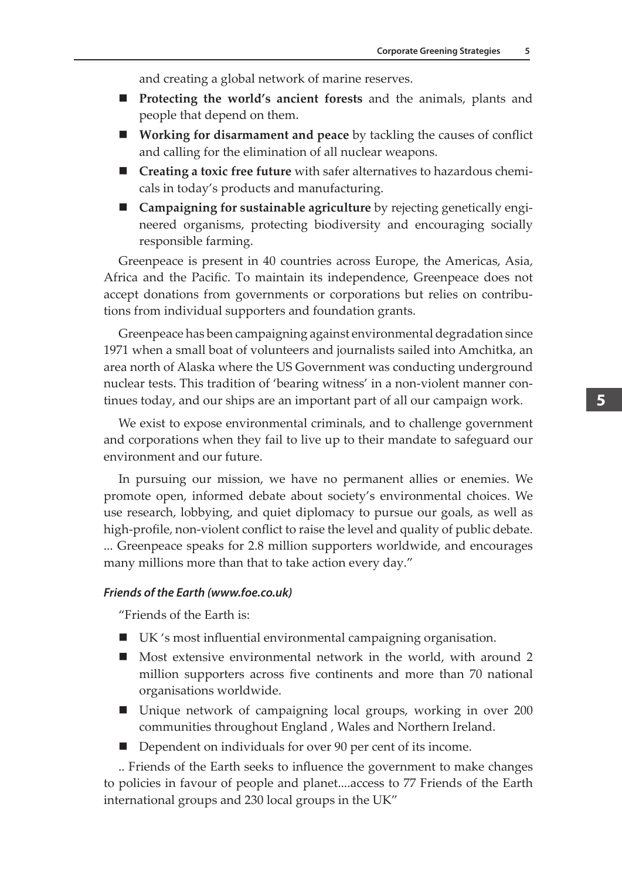and creating a global network of marine reserves.

- **Protecting the world's ancient forests** and the animals, plants and people that depend on them.
- **Working for disarmament and peace** by tackling the causes of conflict and calling for the elimination of all nuclear weapons.
- **Creating a toxic free future** with safer alternatives to hazardous chemicals in today's products and manufacturing.
- **Campaigning for sustainable agriculture** by rejecting genetically engineered organisms, protecting biodiversity and encouraging socially responsible farming.

Greenpeace is present in 40 countries across Europe, the Americas, Asia, Africa and the Pacific. To maintain its independence, Greenpeace does not accept donations from governments or corporations but relies on contributions from individual supporters and foundation grants.

Greenpeace has been campaigning against environmental degradation since 1971 when a small boat of volunteers and journalists sailed into Amchitka, an area north of Alaska where the US Government was conducting underground nuclear tests. This tradition of 'bearing witness' in a non-violent manner continues today, and our ships are an important part of all our campaign work.

We exist to expose environmental criminals, and to challenge government and corporations when they fail to live up to their mandate to safeguard our environment and our future.

In pursuing our mission, we have no permanent allies or enemies. We promote open, informed debate about society's environmental choices. We use research, lobbying, and quiet diplomacy to pursue our goals, as well as high-profile, non-violent conflict to raise the level and quality of public debate. ... Greenpeace speaks for 2.8 million supporters worldwide, and encourages many millions more than that to take action every day."

#### *Friends of the Earth (www.foe.co.uk)*

"Friends of the Earth is:

- UK 's most influential environmental campaigning organisation.
- Most extensive environmental network in the world, with around 2 million supporters across five continents and more than 70 national organisations worldwide.
- Unique network of campaigning local groups, working in over 200 communities throughout England , Wales and Northern Ireland.
- Dependent on individuals for over 90 per cent of its income.

.. Friends of the Earth seeks to influence the government to make changes to policies in favour of people and planet....access to 77 Friends of the Earth international groups and 230 local groups in the UK"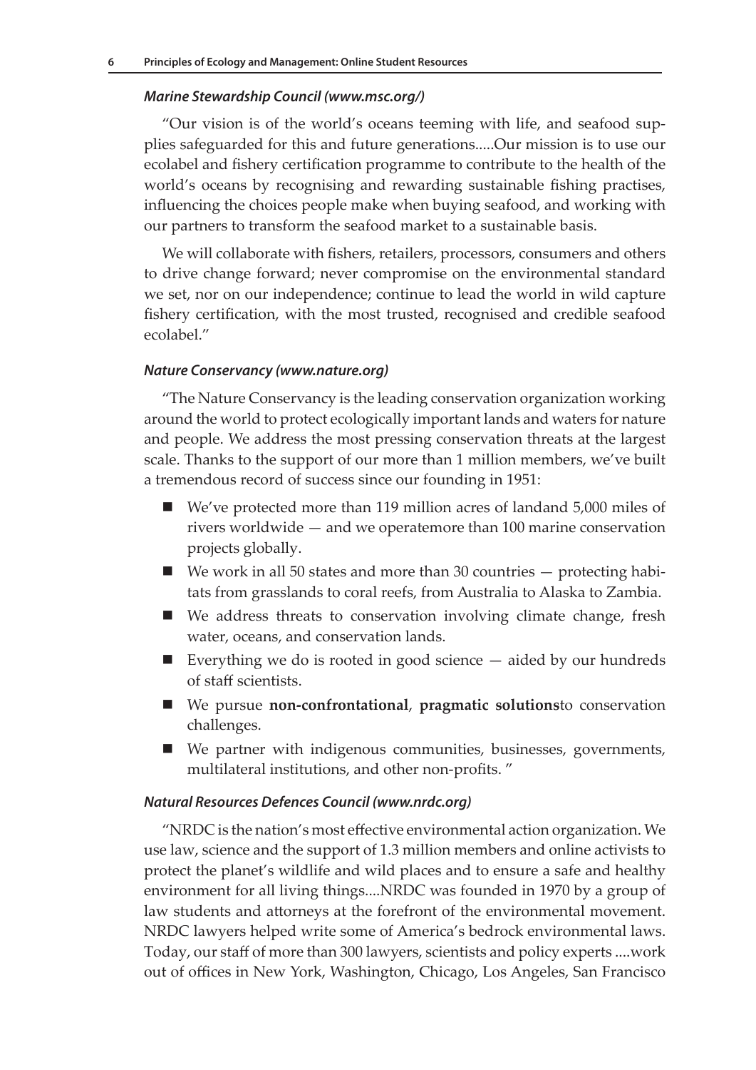#### *Marine Stewardship Council (www.msc.org/)*

"Our vision is of the world's oceans teeming with life, and seafood supplies safeguarded for this and future generations.....Our mission is to use our ecolabel and fishery certification programme to contribute to the health of the world's oceans by recognising and rewarding sustainable fishing practises, influencing the choices people make when buying seafood, and working with our partners to transform the seafood market to a sustainable basis.

We will collaborate with fishers, retailers, processors, consumers and others to drive change forward; never compromise on the environmental standard we set, nor on our independence; continue to lead the world in wild capture fishery certification, with the most trusted, recognised and credible seafood ecolabel."

#### *Nature Conservancy (www.nature.org)*

"The Nature Conservancy is the leading conservation organization working around the world to protect ecologically important lands and waters for nature and people. We address the most pressing conservation threats at the largest scale. Thanks to the support of our more than 1 million members, we've built a tremendous record of success since our founding in 1951:

- We've protected more than 119 million acres of landand 5,000 miles of rivers worldwide — and we operatemore than 100 marine conservation projects globally.
- We work in all 50 states and more than 30 countries — protecting habitats from grasslands to coral reefs, from Australia to Alaska to Zambia.
- We address threats to conservation involving climate change, fresh water, oceans, and conservation lands.
- Everything we do is rooted in good science — aided by our hundreds of staff scientists.
- We pursue **non-confrontational**, **pragmatic solutions**to conservation challenges.
- We partner with indigenous communities, businesses, governments, multilateral institutions, and other non-profits. "

#### *Natural Resources Defences Council (www.nrdc.org)*

"NRDC is the nation's most effective environmental action organization. We use law, science and the support of 1.3 million members and online activists to protect the planet's wildlife and wild places and to ensure a safe and healthy environment for all living things....NRDC was founded in 1970 by a group of law students and attorneys at the forefront of the environmental movement. NRDC lawyers helped write some of America's bedrock environmental laws. Today, our staff of more than 300 lawyers, scientists and policy experts ....work out of offices in New York, Washington, Chicago, Los Angeles, San Francisco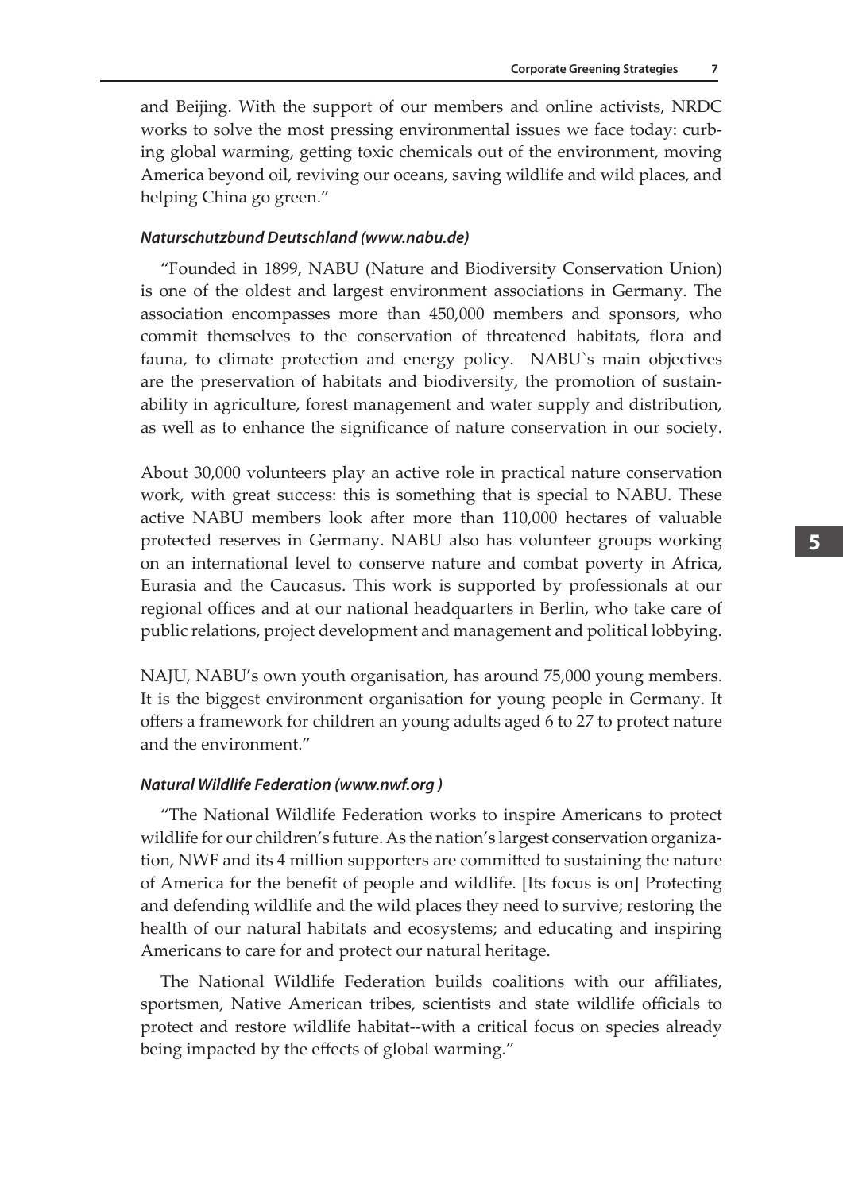and Beijing. With the support of our members and online activists, NRDC works to solve the most pressing environmental issues we face today: curbing global warming, getting toxic chemicals out of the environment, moving America beyond oil, reviving our oceans, saving wildlife and wild places, and helping China go green."

#### *Naturschutzbund Deutschland (www.nabu.de)*

"Founded in 1899, NABU (Nature and Biodiversity Conservation Union) is one of the oldest and largest environment associations in Germany. The association encompasses more than 450,000 members and sponsors, who commit themselves to the conservation of threatened habitats, flora and fauna, to climate protection and energy policy. NABU`s main objectives are the preservation of habitats and biodiversity, the promotion of sustainability in agriculture, forest management and water supply and distribution, as well as to enhance the significance of nature conservation in our society.

About 30,000 volunteers play an active role in practical nature conservation work, with great success: this is something that is special to NABU. These active NABU members look after more than 110,000 hectares of valuable protected reserves in Germany. NABU also has volunteer groups working on an international level to conserve nature and combat poverty in Africa, Eurasia and the Caucasus. This work is supported by professionals at our regional offices and at our national headquarters in Berlin, who take care of public relations, project development and management and political lobbying.

NAJU, NABU's own youth organisation, has around 75,000 young members. It is the biggest environment organisation for young people in Germany. It offers a framework for children an young adults aged 6 to 27 to protect nature and the environment."

#### *Natural Wildlife Federation (www.nwf.org )*

"The National Wildlife Federation works to inspire Americans to protect wildlife for our children's future. As the nation's largest conservation organization, NWF and its 4 million supporters are committed to sustaining the nature of America for the benefit of people and wildlife. [Its focus is on] Protecting and defending wildlife and the wild places they need to survive; restoring the health of our natural habitats and ecosystems; and educating and inspiring Americans to care for and protect our natural heritage.

The National Wildlife Federation builds coalitions with our affiliates, sportsmen, Native American tribes, scientists and state wildlife officials to protect and restore wildlife habitat--with a critical focus on species already being impacted by the effects of global warming."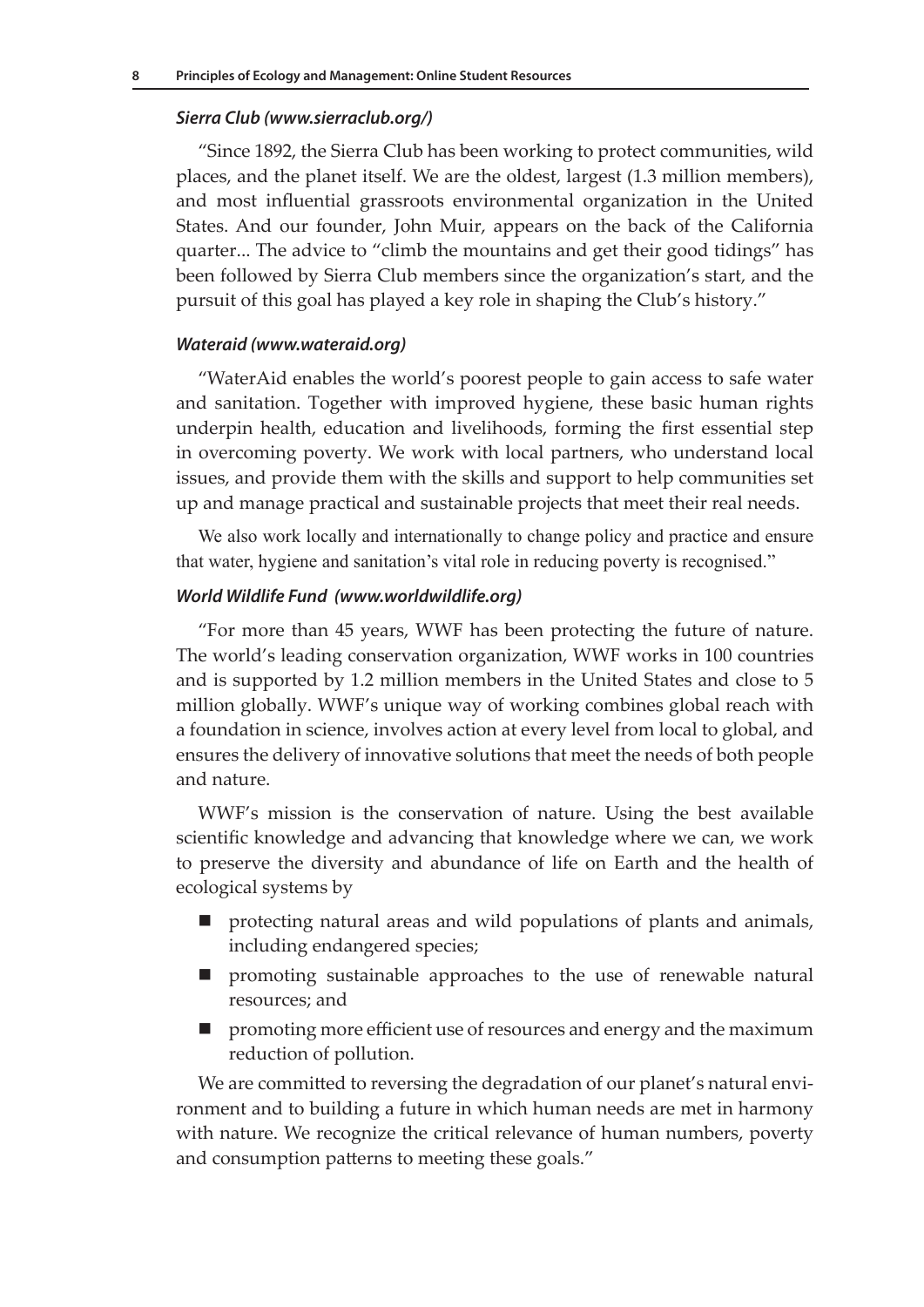#### *Sierra Club (www.sierraclub.org/)*

"Since 1892, the Sierra Club has been working to protect communities, wild places, and the planet itself. We are the oldest, largest (1.3 million members), and most influential grassroots environmental organization in the United States. And our founder, John Muir, appears on the back of the California quarter... The advice to "climb the mountains and get their good tidings" has been followed by Sierra Club members since the organization's start, and the pursuit of this goal has played a key role in shaping the Club's history."

#### *Wateraid (www.wateraid.org)*

"WaterAid enables the world's poorest people to gain access to safe water and sanitation. Together with improved hygiene, these basic human rights underpin health, education and livelihoods, forming the first essential step in overcoming poverty. We work with local partners, who understand local issues, and provide them with the skills and support to help communities set up and manage practical and sustainable projects that meet their real needs.

We also work locally and internationally to change policy and practice and ensure that water, hygiene and sanitation's vital role in reducing poverty is recognised."

#### *World Wildlife Fund (www.worldwildlife.org)*

"For more than 45 years, WWF has been protecting the future of nature. The world's leading conservation organization, WWF works in 100 countries and is supported by 1.2 million members in the United States and close to 5 million globally. WWF's unique way of working combines global reach with a foundation in science, involves action at every level from local to global, and ensures the delivery of innovative solutions that meet the needs of both people and nature.

WWF's mission is the conservation of nature. Using the best available scientific knowledge and advancing that knowledge where we can, we work to preserve the diversity and abundance of life on Earth and the health of ecological systems by

- protecting natural areas and wild populations of plants and animals, including endangered species;
- promoting sustainable approaches to the use of renewable natural resources; and
- promoting more efficient use of resources and energy and the maximum reduction of pollution.

We are committed to reversing the degradation of our planet's natural environment and to building a future in which human needs are met in harmony with nature. We recognize the critical relevance of human numbers, poverty and consumption patterns to meeting these goals."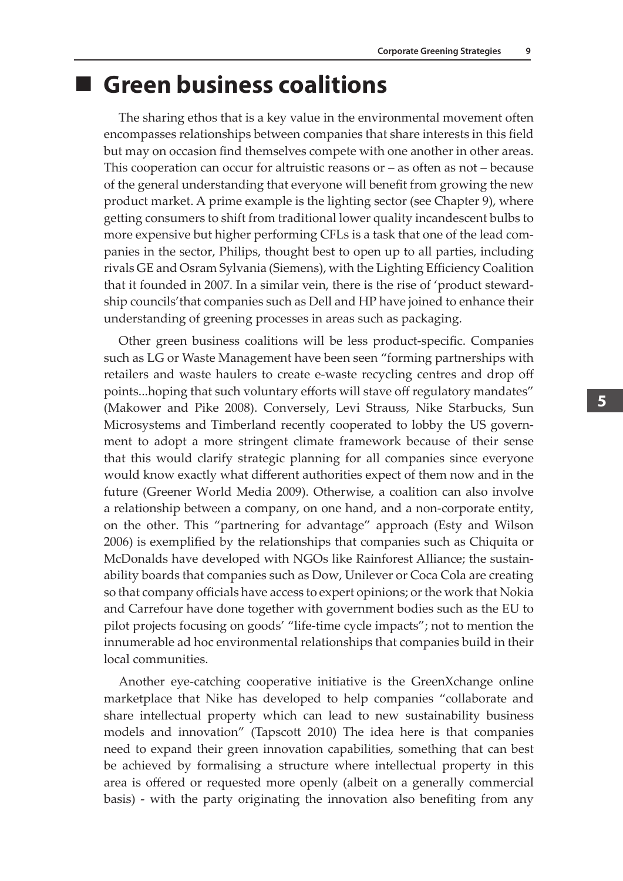## ■ Green business coalitions

The sharing ethos that is a key value in the environmental movement often encompasses relationships between companies that share interests in this field but may on occasion find themselves compete with one another in other areas. This cooperation can occur for altruistic reasons or – as often as not – because of the general understanding that everyone will benefit from growing the new product market. A prime example is the lighting sector (see Chapter 9), where getting consumers to shift from traditional lower quality incandescent bulbs to more expensive but higher performing CFLs is a task that one of the lead companies in the sector, Philips, thought best to open up to all parties, including rivals GE and Osram Sylvania (Siemens), with the Lighting Efficiency Coalition that it founded in 2007. In a similar vein, there is the rise of 'product stewardship councils' that companies such as Dell and HP have joined to enhance their understanding of greening processes in areas such as packaging.

Other green business coalitions will be less product-specific. Companies such as LG or Waste Management have been seen "forming partnerships with retailers and waste haulers to create e-waste recycling centres and drop off points...hoping that such voluntary efforts will stave off regulatory mandates" (Makower and Pike 2008). Conversely, Levi Strauss, Nike Starbucks, Sun Microsystems and Timberland recently cooperated to lobby the US government to adopt a more stringent climate framework because of their sense that this would clarify strategic planning for all companies since everyone would know exactly what different authorities expect of them now and in the future (Greener World Media 2009). Otherwise, a coalition can also involve a relationship between a company, on one hand, and a non-corporate entity, on the other. This "partnering for advantage" approach (Esty and Wilson 2006) is exemplified by the relationships that companies such as Chiquita or McDonalds have developed with NGOs like Rainforest Alliance; the sustainability boards that companies such as Dow, Unilever or Coca Cola are creating so that company officials have access to expert opinions; or the work that Nokia and Carrefour have done together with government bodies such as the EU to pilot projects focusing on goods' "life-time cycle impacts"; not to mention the innumerable ad hoc environmental relationships that companies build in their local communities.

Another eye-catching cooperative initiative is the GreenXchange online marketplace that Nike has developed to help companies "collaborate and share intellectual property which can lead to new sustainability business models and innovation" (Tapscott 2010) The idea here is that companies need to expand their green innovation capabilities, something that can best be achieved by formalising a structure where intellectual property in this area is offered or requested more openly (albeit on a generally commercial basis) - with the party originating the innovation also benefiting from any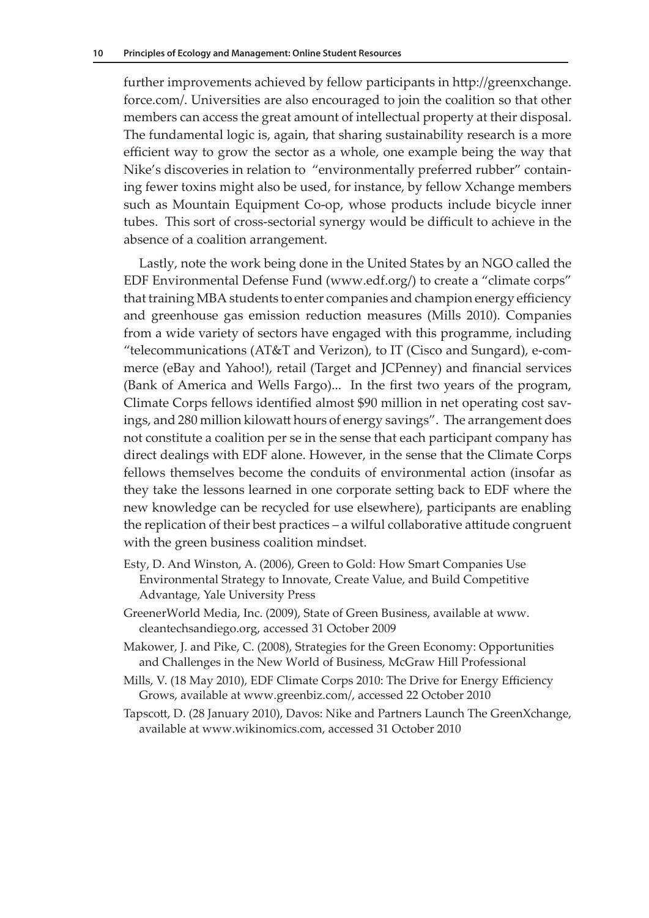further improvements achieved by fellow participants in http://greenxchange.force.com/. Universities are also encouraged to join the coalition so that other members can access the great amount of intellectual property at their disposal. The fundamental logic is, again, that sharing sustainability research is a more efficient way to grow the sector as a whole, one example being the way that Nike's discoveries in relation to "environmentally preferred rubber" containing fewer toxins might also be used, for instance, by fellow Xchange members such as Mountain Equipment Co-op, whose products include bicycle inner tubes. This sort of cross-sectorial synergy would be difficult to achieve in the absence of a coalition arrangement.

Lastly, note the work being done in the United States by an NGO called the EDF Environmental Defense Fund (www.edf.org/) to create a "climate corps" that training MBA students to enter companies and champion energy efficiency and greenhouse gas emission reduction measures (Mills 2010). Companies from a wide variety of sectors have engaged with this programme, including "telecommunications (AT&T and Verizon), to IT (Cisco and Sungard), e-commerce (eBay and Yahoo!), retail (Target and JCPenney) and financial services (Bank of America and Wells Fargo)... In the first two years of the program, Climate Corps fellows identified almost $90 million in net operating cost savings, and 280 million kilowatt hours of energy savings". The arrangement does not constitute a coalition per se in the sense that each participant company has direct dealings with EDF alone. However, in the sense that the Climate Corps fellows themselves become the conduits of environmental action (insofar as they take the lessons learned in one corporate setting back to EDF where the new knowledge can be recycled for use elsewhere), participants are enabling the replication of their best practices – a wilful collaborative attitude congruent with the green business coalition mindset.

Esty, D. And Winston, A. (2006), Green to Gold: How Smart Companies Use Environmental Strategy to Innovate, Create Value, and Build Competitive Advantage, Yale University Press

GreenerWorld Media, Inc. (2009), State of Green Business, available at www.cleantechsandiego.org, accessed 31 October 2009

Makower, J. and Pike, C. (2008), Strategies for the Green Economy: Opportunities and Challenges in the New World of Business, McGraw Hill Professional

Mills, V. (18 May 2010), EDF Climate Corps 2010: The Drive for Energy Efficiency Grows, available at www.greenbiz.com/, accessed 22 October 2010

Tapscott, D. (28 January 2010), Davos: Nike and Partners Launch The GreenXchange, available at www.wikinomics.com, accessed 31 October 2010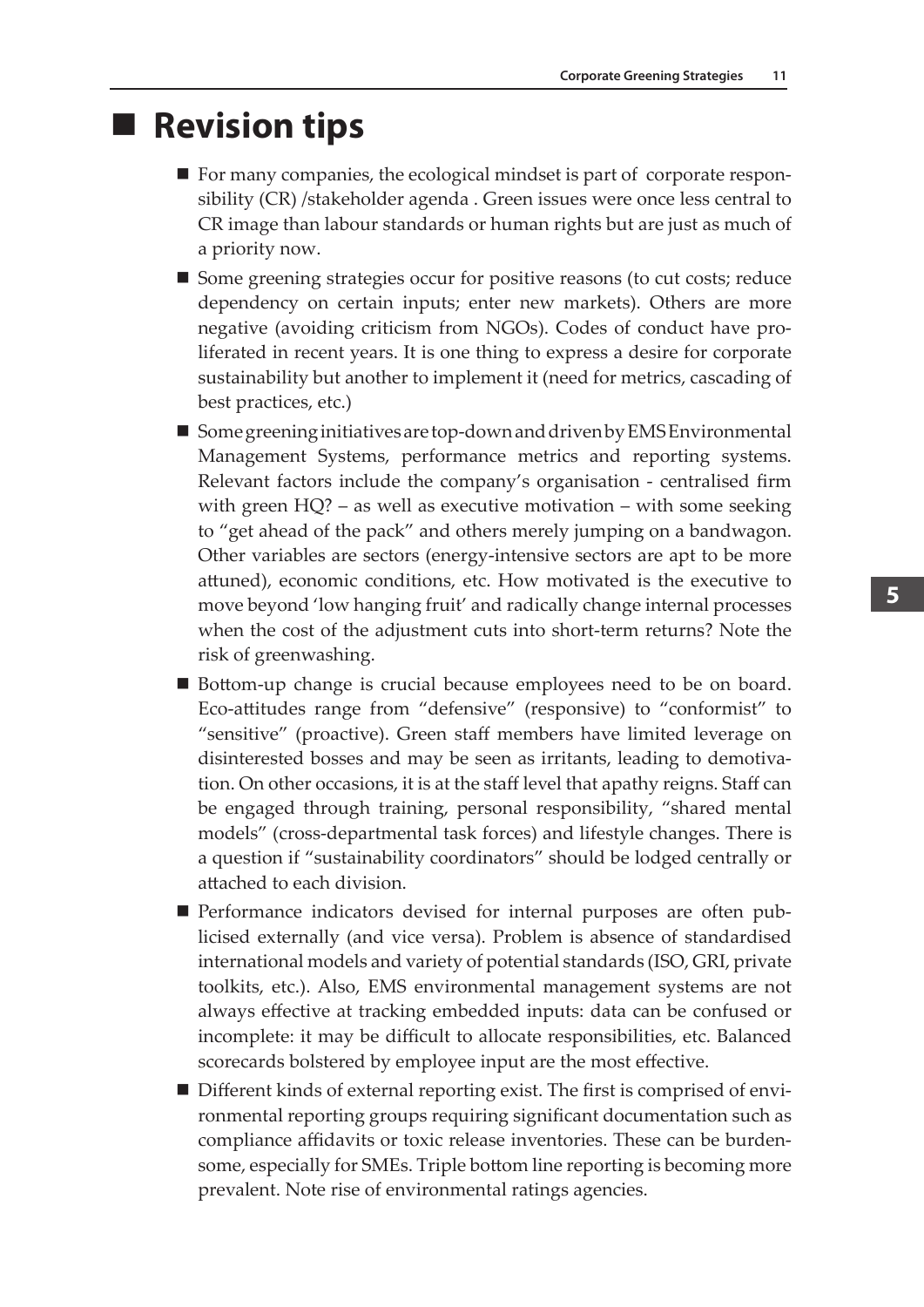# Revision tips

- For many companies, the ecological mindset is part of corporate responsibility (CR) /stakeholder agenda . Green issues were once less central to CR image than labour standards or human rights but are just as much of a priority now.
- Some greening strategies occur for positive reasons (to cut costs; reduce dependency on certain inputs; enter new markets). Others are more negative (avoiding criticism from NGOs). Codes of conduct have proliferated in recent years. It is one thing to express a desire for corporate sustainability but another to implement it (need for metrics, cascading of best practices, etc.)
- Some greening initiatives are top-down and driven by EMS Environmental Management Systems, performance metrics and reporting systems. Relevant factors include the company's organisation - centralised firm with green HQ? – as well as executive motivation – with some seeking to "get ahead of the pack" and others merely jumping on a bandwagon. Other variables are sectors (energy-intensive sectors are apt to be more attuned), economic conditions, etc. How motivated is the executive to move beyond 'low hanging fruit' and radically change internal processes when the cost of the adjustment cuts into short-term returns? Note the risk of greenwashing.
- Bottom-up change is crucial because employees need to be on board. Eco-attitudes range from "defensive" (responsive) to "conformist" to "sensitive" (proactive). Green staff members have limited leverage on disinterested bosses and may be seen as irritants, leading to demotivation. On other occasions, it is at the staff level that apathy reigns. Staff can be engaged through training, personal responsibility, "shared mental models" (cross-departmental task forces) and lifestyle changes. There is a question if "sustainability coordinators" should be lodged centrally or attached to each division.
- Performance indicators devised for internal purposes are often publicised externally (and vice versa). Problem is absence of standardised international models and variety of potential standards (ISO, GRI, private toolkits, etc.). Also, EMS environmental management systems are not always effective at tracking embedded inputs: data can be confused or incomplete: it may be difficult to allocate responsibilities, etc. Balanced scorecards bolstered by employee input are the most effective.
- Different kinds of external reporting exist. The first is comprised of environmental reporting groups requiring significant documentation such as compliance affidavits or toxic release inventories. These can be burdensome, especially for SMEs. Triple bottom line reporting is becoming more prevalent. Note rise of environmental ratings agencies.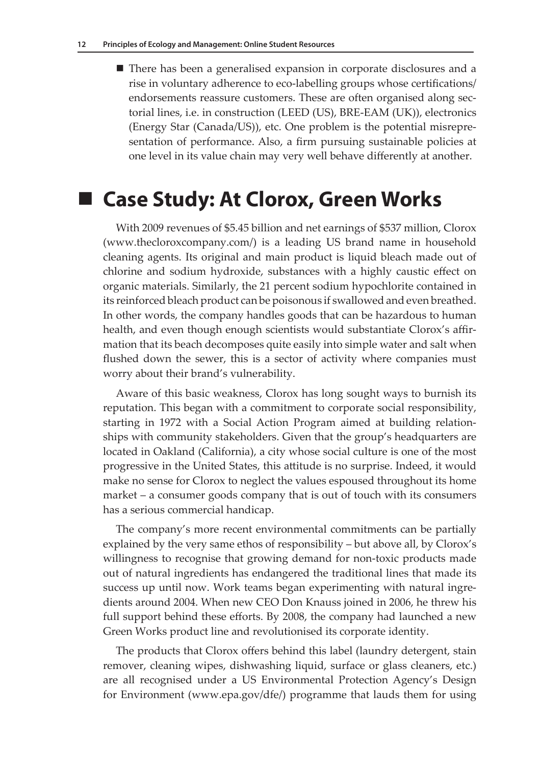- There has been a generalised expansion in corporate disclosures and a rise in voluntary adherence to eco-labelling groups whose certifications/endorsements reassure customers. These are often organised along sectorial lines, i.e. in construction (LEED (US), BRE-EAM (UK)), electronics (Energy Star (Canada/US)), etc. One problem is the potential misrepresentation of performance. Also, a firm pursuing sustainable policies at one level in its value chain may very well behave differently at another.

## Case Study: At Clorox, Green Works

With 2009 revenues of $5.45 billion and net earnings of $537 million, Clorox (www.thecloroxcompany.com/) is a leading US brand name in household cleaning agents. Its original and main product is liquid bleach made out of chlorine and sodium hydroxide, substances with a highly caustic effect on organic materials. Similarly, the 21 percent sodium hypochlorite contained in its reinforced bleach product can be poisonous if swallowed and even breathed. In other words, the company handles goods that can be hazardous to human health, and even though enough scientists would substantiate Clorox's affirmation that its beach decomposes quite easily into simple water and salt when flushed down the sewer, this is a sector of activity where companies must worry about their brand's vulnerability.

Aware of this basic weakness, Clorox has long sought ways to burnish its reputation. This began with a commitment to corporate social responsibility, starting in 1972 with a Social Action Program aimed at building relationships with community stakeholders. Given that the group's headquarters are located in Oakland (California), a city whose social culture is one of the most progressive in the United States, this attitude is no surprise. Indeed, it would make no sense for Clorox to neglect the values espoused throughout its home market – a consumer goods company that is out of touch with its consumers has a serious commercial handicap.

The company's more recent environmental commitments can be partially explained by the very same ethos of responsibility – but above all, by Clorox's willingness to recognise that growing demand for non-toxic products made out of natural ingredients has endangered the traditional lines that made its success up until now. Work teams began experimenting with natural ingredients around 2004. When new CEO Don Knauss joined in 2006, he threw his full support behind these efforts. By 2008, the company had launched a new Green Works product line and revolutionised its corporate identity.

The products that Clorox offers behind this label (laundry detergent, stain remover, cleaning wipes, dishwashing liquid, surface or glass cleaners, etc.) are all recognised under a US Environmental Protection Agency's Design for Environment (www.epa.gov/dfe/) programme that lauds them for using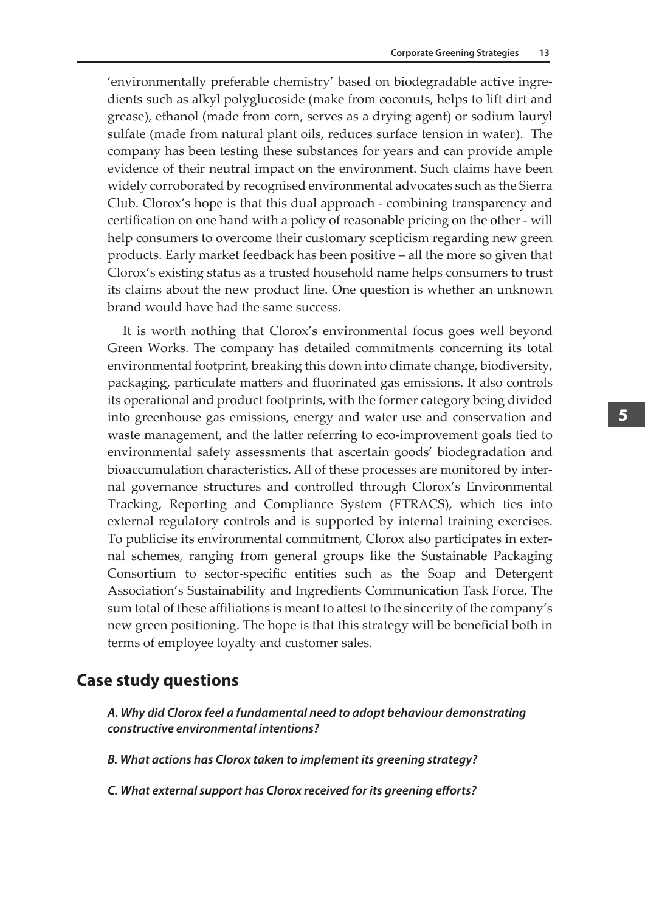'environmentally preferable chemistry' based on biodegradable active ingredients such as alkyl polyglucoside (make from coconuts, helps to lift dirt and grease), ethanol (made from corn, serves as a drying agent) or sodium lauryl sulfate (made from natural plant oils, reduces surface tension in water). The company has been testing these substances for years and can provide ample evidence of their neutral impact on the environment. Such claims have been widely corroborated by recognised environmental advocates such as the Sierra Club. Clorox's hope is that this dual approach - combining transparency and certification on one hand with a policy of reasonable pricing on the other - will help consumers to overcome their customary scepticism regarding new green products. Early market feedback has been positive – all the more so given that Clorox's existing status as a trusted household name helps consumers to trust its claims about the new product line. One question is whether an unknown brand would have had the same success.

It is worth nothing that Clorox's environmental focus goes well beyond Green Works. The company has detailed commitments concerning its total environmental footprint, breaking this down into climate change, biodiversity, packaging, particulate matters and fluorinated gas emissions. It also controls its operational and product footprints, with the former category being divided into greenhouse gas emissions, energy and water use and conservation and waste management, and the latter referring to eco-improvement goals tied to environmental safety assessments that ascertain goods' biodegradation and bioaccumulation characteristics. All of these processes are monitored by internal governance structures and controlled through Clorox's Environmental Tracking, Reporting and Compliance System (ETRACS), which ties into external regulatory controls and is supported by internal training exercises. To publicise its environmental commitment, Clorox also participates in external schemes, ranging from general groups like the Sustainable Packaging Consortium to sector-specific entities such as the Soap and Detergent Association's Sustainability and Ingredients Communication Task Force. The sum total of these affiliations is meant to attest to the sincerity of the company's new green positioning. The hope is that this strategy will be beneficial both in terms of employee loyalty and customer sales.

## Case study questions

***A. Why did Clorox feel a fundamental need to adopt behaviour demonstrating constructive environmental intentions?***

***B. What actions has Clorox taken to implement its greening strategy?***

***C. What external support has Clorox received for its greening efforts?***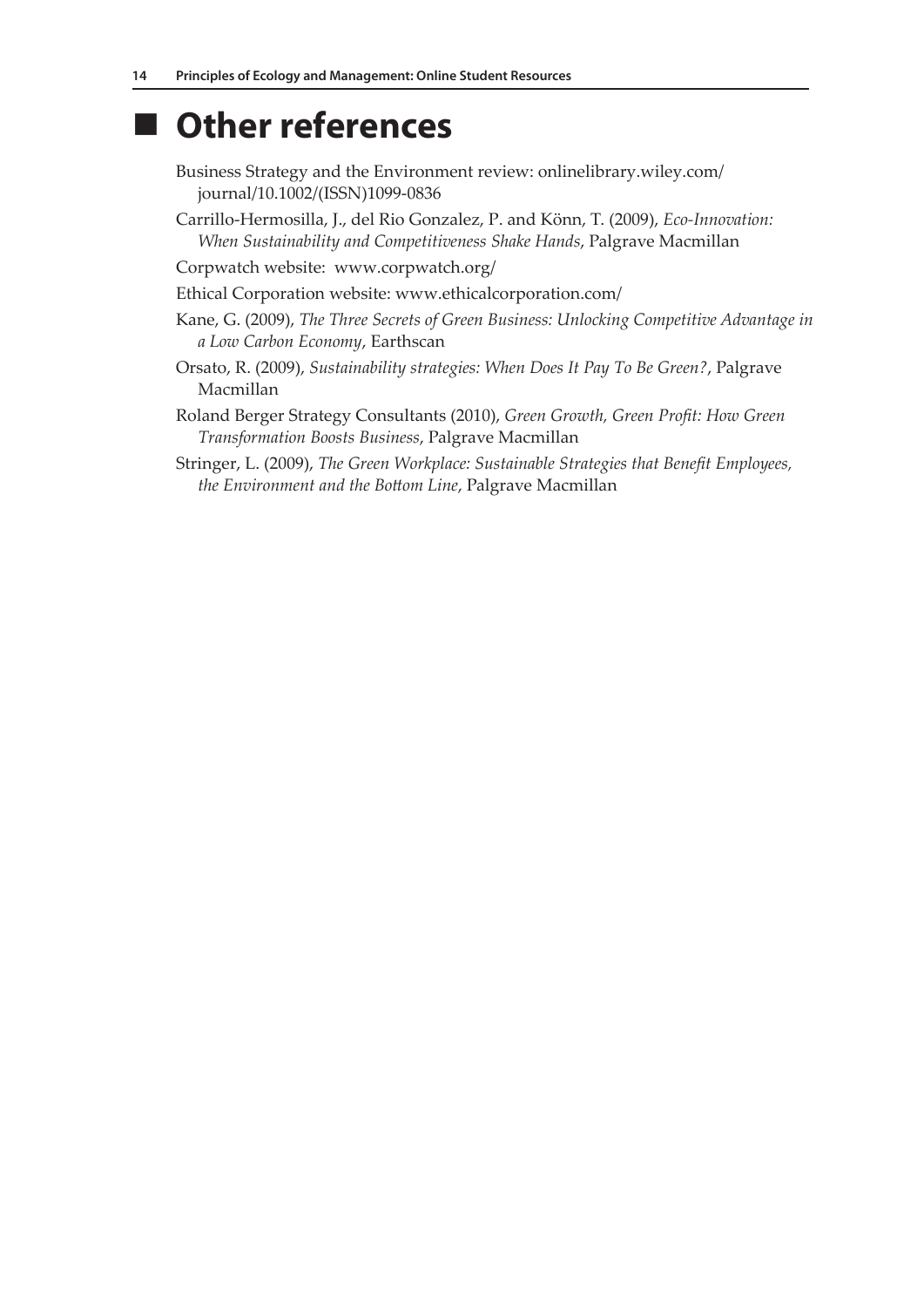# Other references

Business Strategy and the Environment review: onlinelibrary.wiley.com/journal/10.1002/(ISSN)1099-0836

Carrillo-Hermosilla, J., del Rio Gonzalez, P. and Könn, T. (2009), *Eco-Innovation: When Sustainability and Competitiveness Shake Hands*, Palgrave Macmillan

Corpwatch website: www.corpwatch.org/

Ethical Corporation website: www.ethicalcorporation.com/

Kane, G. (2009), *The Three Secrets of Green Business: Unlocking Competitive Advantage in a Low Carbon Economy*, Earthscan

Orsato, R. (2009), *Sustainability strategies: When Does It Pay To Be Green?*, Palgrave Macmillan

Roland Berger Strategy Consultants (2010), *Green Growth, Green Profit: How Green Transformation Boosts Business*, Palgrave Macmillan

Stringer, L. (2009), *The Green Workplace: Sustainable Strategies that Benefit Employees, the Environment and the Bottom Line*, Palgrave Macmillan